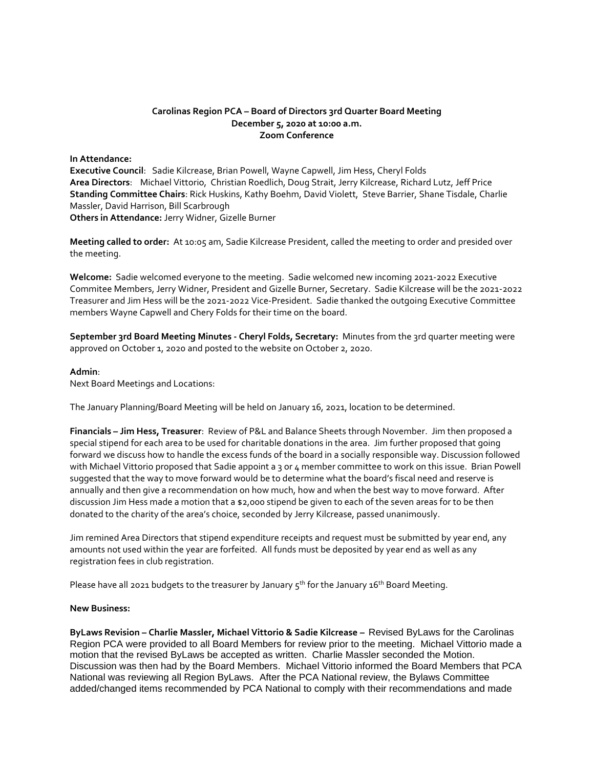**Carolinas Region PCA – Board of Directors 3rd Quarter Board Meeting**
**December 5, 2020 at 10:00 a.m.**
**Zoom Conference**

**In Attendance:**
**Executive Council**: Sadie Kilcrease, Brian Powell, Wayne Capwell, Jim Hess, Cheryl Folds
**Area Directors**: Michael Vittorio, Christian Roedlich, Doug Strait, Jerry Kilcrease, Richard Lutz, Jeff Price
**Standing Committee Chairs**: Rick Huskins, Kathy Boehm, David Violett, Steve Barrier, Shane Tisdale, Charlie Massler, David Harrison, Bill Scarbrough
**Others in Attendance:** Jerry Widner, Gizelle Burner

**Meeting called to order:** At 10:05 am, Sadie Kilcrease President, called the meeting to order and presided over the meeting.

**Welcome:** Sadie welcomed everyone to the meeting. Sadie welcomed new incoming 2021-2022 Executive Commitee Members, Jerry Widner, President and Gizelle Burner, Secretary. Sadie Kilcrease will be the 2021-2022 Treasurer and Jim Hess will be the 2021-2022 Vice-President. Sadie thanked the outgoing Executive Committee members Wayne Capwell and Chery Folds for their time on the board.

**September 3rd Board Meeting Minutes - Cheryl Folds, Secretary:** Minutes from the 3rd quarter meeting were approved on October 1, 2020 and posted to the website on October 2, 2020.

**Admin**:
Next Board Meetings and Locations:

The January Planning/Board Meeting will be held on January 16, 2021, location to be determined.

**Financials – Jim Hess, Treasurer**: Review of P&L and Balance Sheets through November. Jim then proposed a special stipend for each area to be used for charitable donations in the area. Jim further proposed that going forward we discuss how to handle the excess funds of the board in a socially responsible way. Discussion followed with Michael Vittorio proposed that Sadie appoint a 3 or 4 member committee to work on this issue. Brian Powell suggested that the way to move forward would be to determine what the board's fiscal need and reserve is annually and then give a recommendation on how much, how and when the best way to move forward. After discussion Jim Hess made a motion that a $2,000 stipend be given to each of the seven areas for to be then donated to the charity of the area's choice, seconded by Jerry Kilcrease, passed unanimously.

Jim remined Area Directors that stipend expenditure receipts and request must be submitted by year end, any amounts not used within the year are forfeited. All funds must be deposited by year end as well as any registration fees in club registration.

Please have all 2021 budgets to the treasurer by January 5th for the January 16th Board Meeting.

**New Business:**

**ByLaws Revision – Charlie Massler, Michael Vittorio & Sadie Kilcrease –** Revised ByLaws for the Carolinas Region PCA were provided to all Board Members for review prior to the meeting. Michael Vittorio made a motion that the revised ByLaws be accepted as written. Charlie Massler seconded the Motion. Discussion was then had by the Board Members. Michael Vittorio informed the Board Members that PCA National was reviewing all Region ByLaws. After the PCA National review, the Bylaws Committee added/changed items recommended by PCA National to comply with their recommendations and made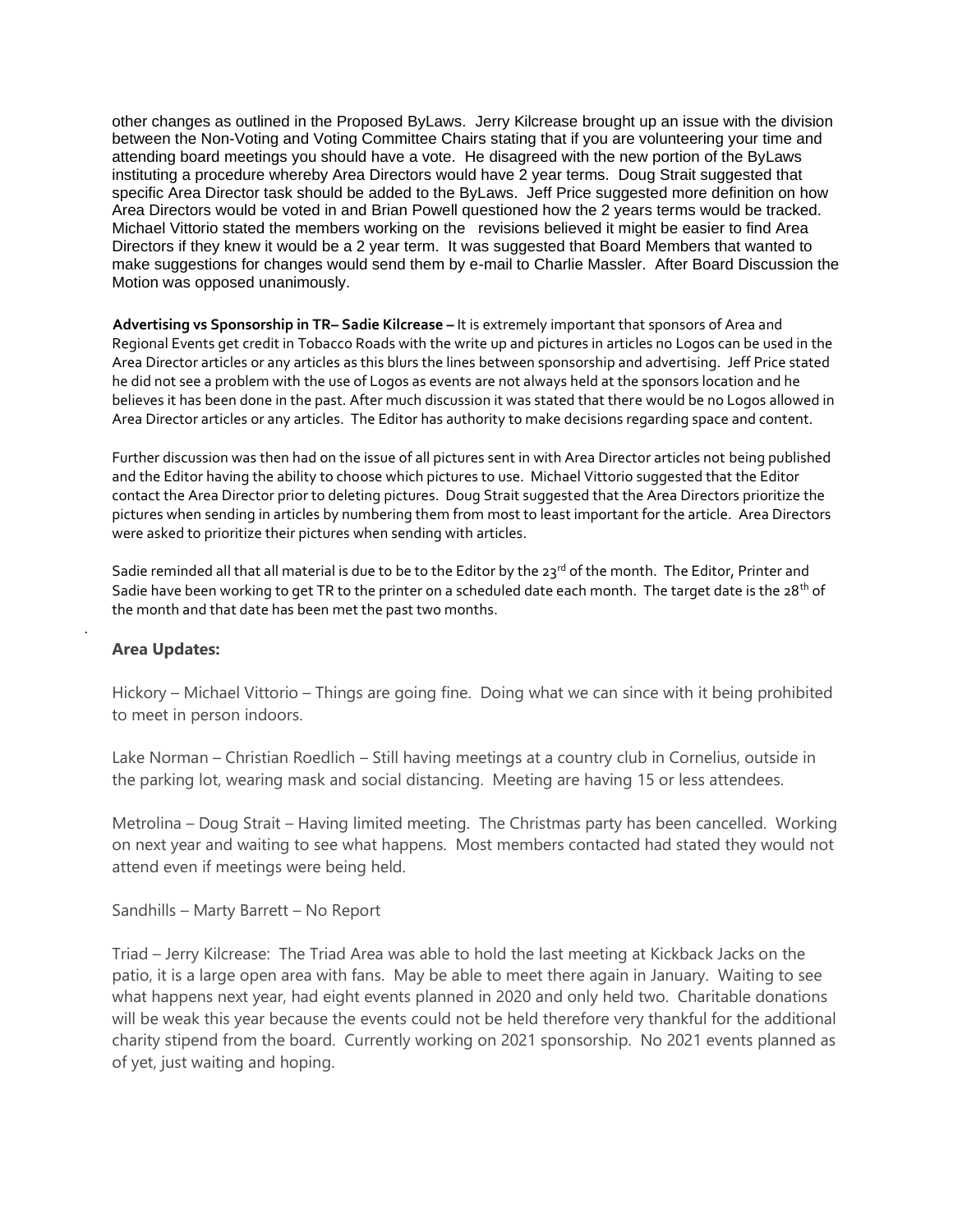other changes as outlined in the Proposed ByLaws. Jerry Kilcrease brought up an issue with the division between the Non-Voting and Voting Committee Chairs stating that if you are volunteering your time and attending board meetings you should have a vote. He disagreed with the new portion of the ByLaws instituting a procedure whereby Area Directors would have 2 year terms. Doug Strait suggested that specific Area Director task should be added to the ByLaws. Jeff Price suggested more definition on how Area Directors would be voted in and Brian Powell questioned how the 2 years terms would be tracked. Michael Vittorio stated the members working on the revisions believed it might be easier to find Area Directors if they knew it would be a 2 year term. It was suggested that Board Members that wanted to make suggestions for changes would send them by e-mail to Charlie Massler. After Board Discussion the Motion was opposed unanimously.

**Advertising vs Sponsorship in TR– Sadie Kilcrease –** It is extremely important that sponsors of Area and Regional Events get credit in Tobacco Roads with the write up and pictures in articles no Logos can be used in the Area Director articles or any articles as this blurs the lines between sponsorship and advertising. Jeff Price stated he did not see a problem with the use of Logos as events are not always held at the sponsors location and he believes it has been done in the past. After much discussion it was stated that there would be no Logos allowed in Area Director articles or any articles. The Editor has authority to make decisions regarding space and content.

Further discussion was then had on the issue of all pictures sent in with Area Director articles not being published and the Editor having the ability to choose which pictures to use. Michael Vittorio suggested that the Editor contact the Area Director prior to deleting pictures. Doug Strait suggested that the Area Directors prioritize the pictures when sending in articles by numbering them from most to least important for the article. Area Directors were asked to prioritize their pictures when sending with articles.

Sadie reminded all that all material is due to be to the Editor by the 23rd of the month. The Editor, Printer and Sadie have been working to get TR to the printer on a scheduled date each month. The target date is the 28th of the month and that date has been met the past two months.

**Area Updates:**

Hickory – Michael Vittorio – Things are going fine. Doing what we can since with it being prohibited to meet in person indoors.

Lake Norman – Christian Roedlich – Still having meetings at a country club in Cornelius, outside in the parking lot, wearing mask and social distancing. Meeting are having 15 or less attendees.

Metrolina – Doug Strait – Having limited meeting. The Christmas party has been cancelled. Working on next year and waiting to see what happens. Most members contacted had stated they would not attend even if meetings were being held.

Sandhills – Marty Barrett – No Report

Triad – Jerry Kilcrease: The Triad Area was able to hold the last meeting at Kickback Jacks on the patio, it is a large open area with fans. May be able to meet there again in January. Waiting to see what happens next year, had eight events planned in 2020 and only held two. Charitable donations will be weak this year because the events could not be held therefore very thankful for the additional charity stipend from the board. Currently working on 2021 sponsorship. No 2021 events planned as of yet, just waiting and hoping.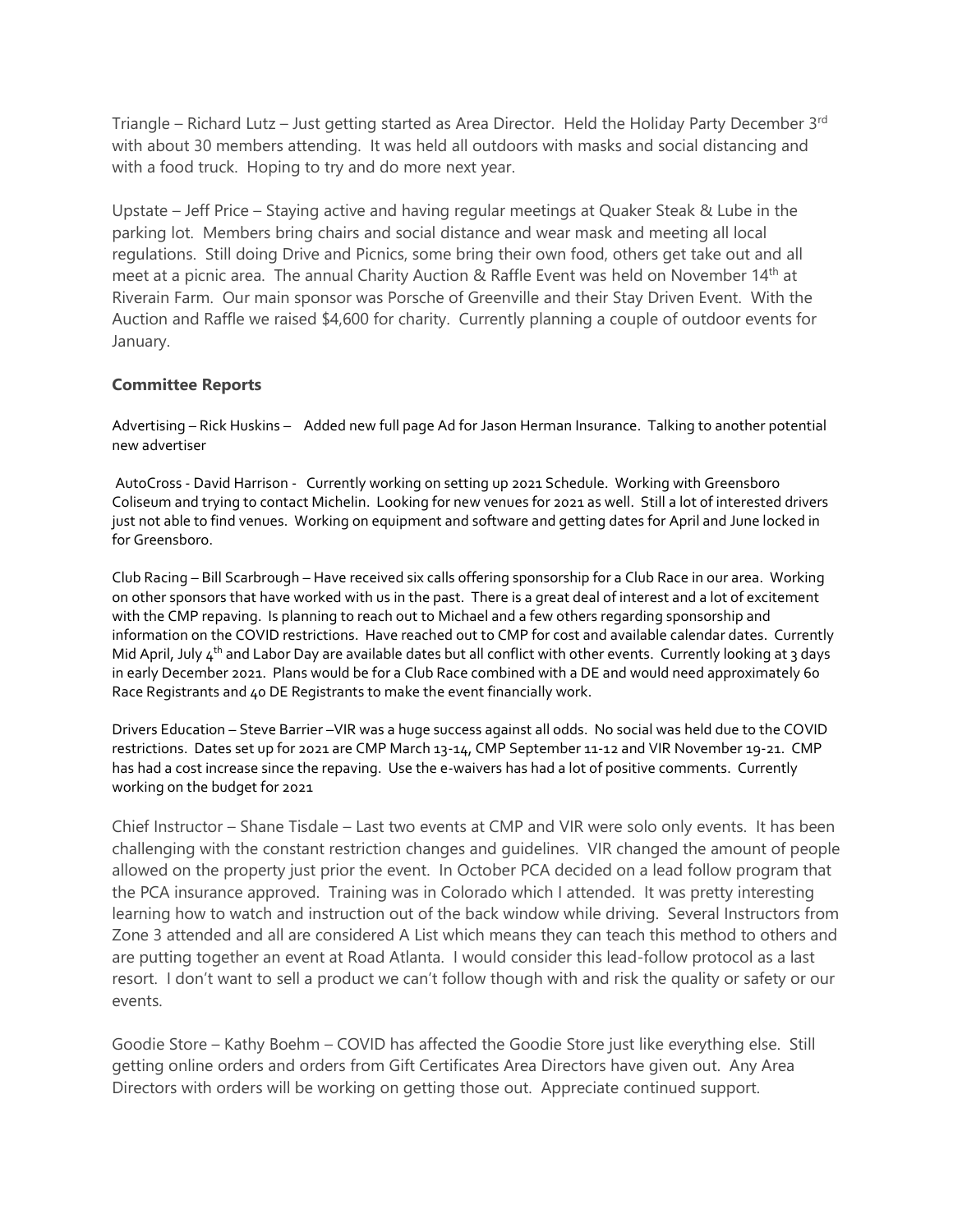Triangle – Richard Lutz – Just getting started as Area Director. Held the Holiday Party December 3rd with about 30 members attending. It was held all outdoors with masks and social distancing and with a food truck. Hoping to try and do more next year.

Upstate – Jeff Price – Staying active and having regular meetings at Quaker Steak & Lube in the parking lot. Members bring chairs and social distance and wear mask and meeting all local regulations. Still doing Drive and Picnics, some bring their own food, others get take out and all meet at a picnic area. The annual Charity Auction & Raffle Event was held on November 14th at Riverain Farm. Our main sponsor was Porsche of Greenville and their Stay Driven Event. With the Auction and Raffle we raised $4,600 for charity. Currently planning a couple of outdoor events for January.

**Committee Reports**

Advertising – Rick Huskins – Added new full page Ad for Jason Herman Insurance. Talking to another potential new advertiser

AutoCross - David Harrison - Currently working on setting up 2021 Schedule. Working with Greensboro Coliseum and trying to contact Michelin. Looking for new venues for 2021 as well. Still a lot of interested drivers just not able to find venues. Working on equipment and software and getting dates for April and June locked in for Greensboro.

Club Racing – Bill Scarbrough – Have received six calls offering sponsorship for a Club Race in our area. Working on other sponsors that have worked with us in the past. There is a great deal of interest and a lot of excitement with the CMP repaving. Is planning to reach out to Michael and a few others regarding sponsorship and information on the COVID restrictions. Have reached out to CMP for cost and available calendar dates. Currently Mid April, July 4th and Labor Day are available dates but all conflict with other events. Currently looking at 3 days in early December 2021. Plans would be for a Club Race combined with a DE and would need approximately 60 Race Registrants and 40 DE Registrants to make the event financially work.

Drivers Education – Steve Barrier –VIR was a huge success against all odds. No social was held due to the COVID restrictions. Dates set up for 2021 are CMP March 13-14, CMP September 11-12 and VIR November 19-21. CMP has had a cost increase since the repaving. Use the e-waivers has had a lot of positive comments. Currently working on the budget for 2021

Chief Instructor – Shane Tisdale – Last two events at CMP and VIR were solo only events. It has been challenging with the constant restriction changes and guidelines. VIR changed the amount of people allowed on the property just prior the event. In October PCA decided on a lead follow program that the PCA insurance approved. Training was in Colorado which I attended. It was pretty interesting learning how to watch and instruction out of the back window while driving. Several Instructors from Zone 3 attended and all are considered A List which means they can teach this method to others and are putting together an event at Road Atlanta. I would consider this lead-follow protocol as a last resort. I don't want to sell a product we can't follow though with and risk the quality or safety or our events.

Goodie Store – Kathy Boehm – COVID has affected the Goodie Store just like everything else. Still getting online orders and orders from Gift Certificates Area Directors have given out. Any Area Directors with orders will be working on getting those out. Appreciate continued support.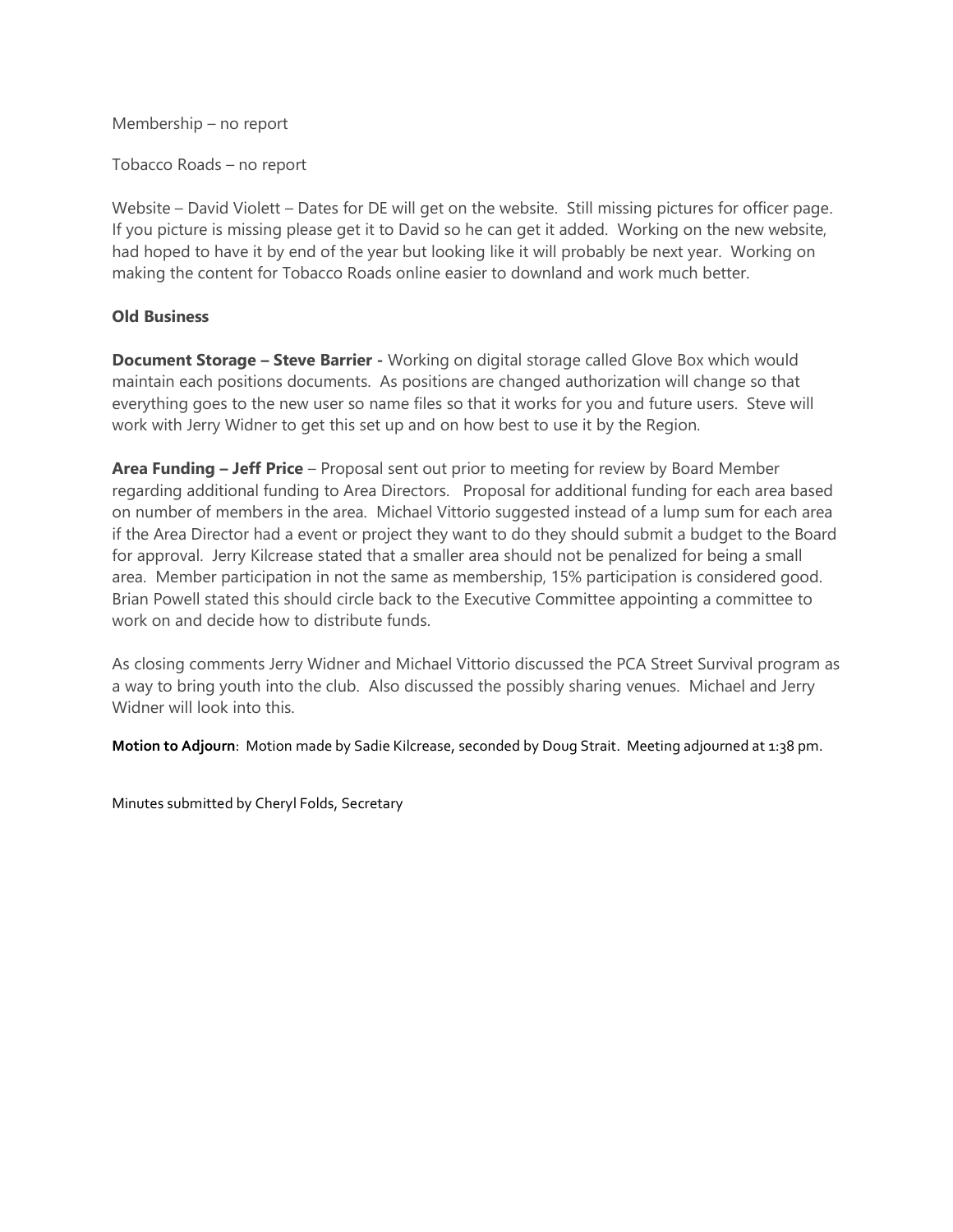Membership – no report

Tobacco Roads – no report

Website – David Violett – Dates for DE will get on the website. Still missing pictures for officer page. If you picture is missing please get it to David so he can get it added. Working on the new website, had hoped to have it by end of the year but looking like it will probably be next year. Working on making the content for Tobacco Roads online easier to downland and work much better.

**Old Business**

**Document Storage – Steve Barrier -** Working on digital storage called Glove Box which would maintain each positions documents. As positions are changed authorization will change so that everything goes to the new user so name files so that it works for you and future users. Steve will work with Jerry Widner to get this set up and on how best to use it by the Region.

**Area Funding – Jeff Price** – Proposal sent out prior to meeting for review by Board Member regarding additional funding to Area Directors. Proposal for additional funding for each area based on number of members in the area. Michael Vittorio suggested instead of a lump sum for each area if the Area Director had a event or project they want to do they should submit a budget to the Board for approval. Jerry Kilcrease stated that a smaller area should not be penalized for being a small area. Member participation in not the same as membership, 15% participation is considered good. Brian Powell stated this should circle back to the Executive Committee appointing a committee to work on and decide how to distribute funds.

As closing comments Jerry Widner and Michael Vittorio discussed the PCA Street Survival program as a way to bring youth into the club. Also discussed the possibly sharing venues. Michael and Jerry Widner will look into this.

**Motion to Adjourn**: Motion made by Sadie Kilcrease, seconded by Doug Strait. Meeting adjourned at 1:38 pm.

Minutes submitted by Cheryl Folds, Secretary